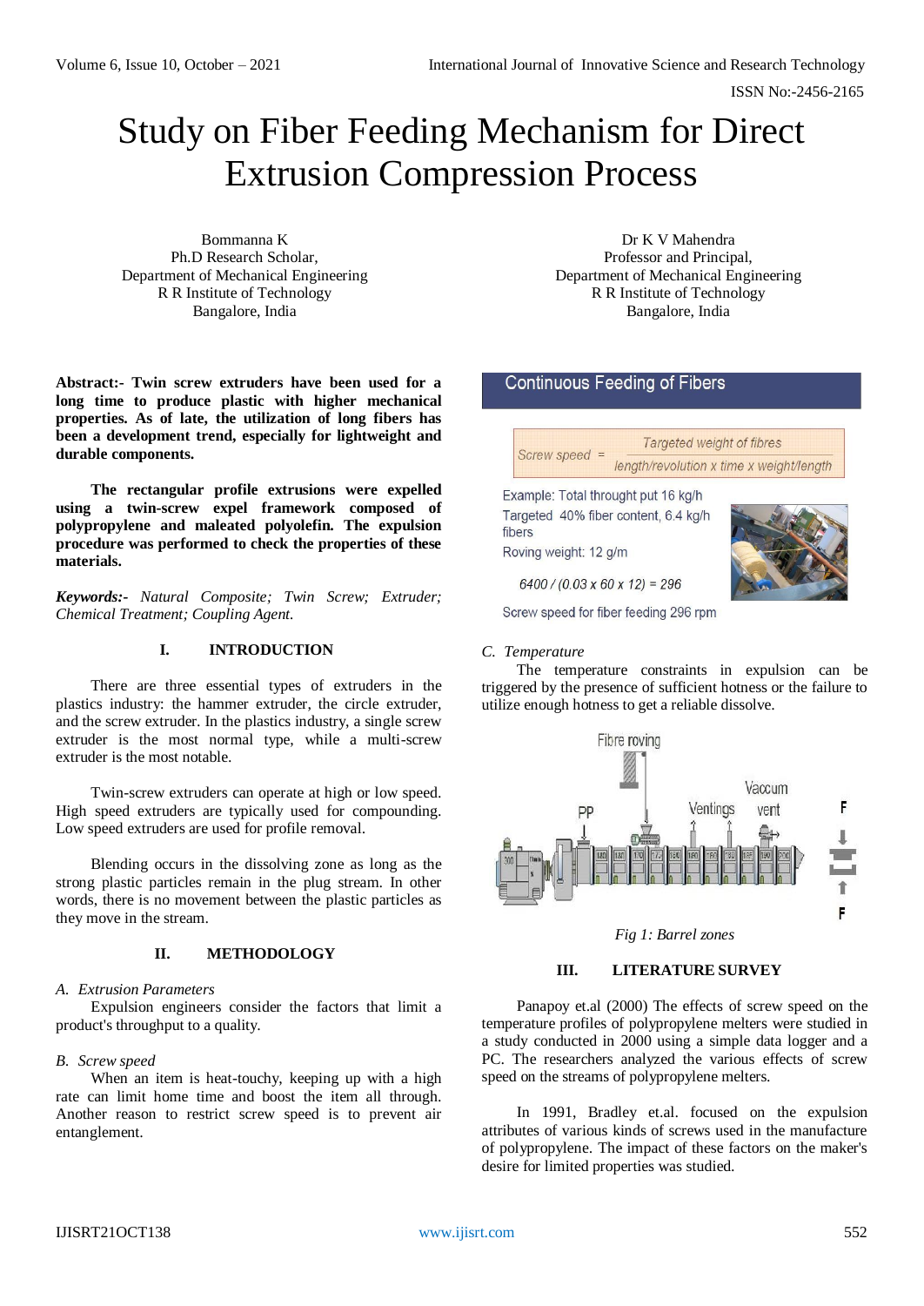# Study on Fiber Feeding Mechanism for Direct Extrusion Compression Process

Bommanna K
Ph.D Research Scholar,
Department of Mechanical Engineering
R R Institute of Technology
Bangalore, India

Dr K V Mahendra
Professor and Principal,
Department of Mechanical Engineering
R R Institute of Technology
Bangalore, India

**Abstract:- Twin screw extruders have been used for a long time to produce plastic with higher mechanical properties. As of late, the utilization of long fibers has been a development trend, especially for lightweight and durable components.**

**The rectangular profile extrusions were expelled using a twin-screw expel framework composed of polypropylene and maleated polyolefin. The expulsion procedure was performed to check the properties of these materials.**

***Keywords:-*** *Natural Composite; Twin Screw; Extruder; Chemical Treatment; Coupling Agent.*

## I. INTRODUCTION

There are three essential types of extruders in the plastics industry: the hammer extruder, the circle extruder, and the screw extruder. In the plastics industry, a single screw extruder is the most normal type, while a multi-screw extruder is the most notable.

Twin-screw extruders can operate at high or low speed. High speed extruders are typically used for compounding. Low speed extruders are used for profile removal.

Blending occurs in the dissolving zone as long as the strong plastic particles remain in the plug stream. In other words, there is no movement between the plastic particles as they move in the stream.

## II. METHODOLOGY

### *A. Extrusion Parameters*

Expulsion engineers consider the factors that limit a product's throughput to a quality.

### *B. Screw speed*

When an item is heat-touchy, keeping up with a high rate can limit home time and boost the item all through. Another reason to restrict screw speed is to prevent air entanglement.

**Continuous Feeding of Fibers**

$$\text{Screw speed} = \frac{\text{Targeted weight of fibres}}{\text{length/revolution x time x weight/length}}$$

Example: Total throught put 16 kg/h

Targeted 40% fiber content, 6.4 kg/h fibers

Roving weight: 12 g/m

$6400 / (0.03 \times 60 \times 12) = 296$

Screw speed for fiber feeding 296 rpm

### *C. Temperature*

The temperature constraints in expulsion can be triggered by the presence of sufficient hotness or the failure to utilize enough hotness to get a reliable dissolve.

*Fig 1: Barrel zones*

## III. LITERATURE SURVEY

Panapoy et.al (2000) The effects of screw speed on the temperature profiles of polypropylene melters were studied in a study conducted in 2000 using a simple data logger and a PC. The researchers analyzed the various effects of screw speed on the streams of polypropylene melters.

In 1991, Bradley et.al. focused on the expulsion attributes of various kinds of screws used in the manufacture of polypropylene. The impact of these factors on the maker's desire for limited properties was studied.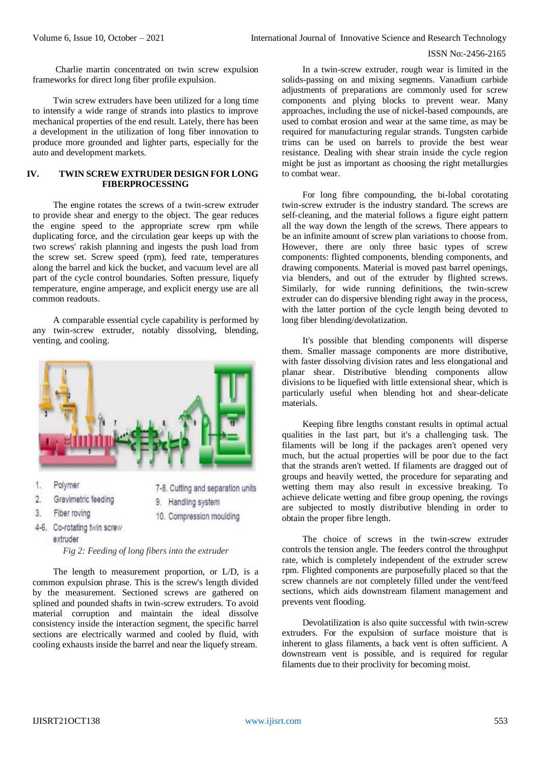Charlie martin concentrated on twin screw expulsion frameworks for direct long fiber profile expulsion.

Twin screw extruders have been utilized for a long time to intensify a wide range of strands into plastics to improve mechanical properties of the end result. Lately, there has been a development in the utilization of long fiber innovation to produce more grounded and lighter parts, especially for the auto and development markets.

## IV. TWIN SCREW EXTRUDER DESIGN FOR LONG FIBERPROCESSING

The engine rotates the screws of a twin-screw extruder to provide shear and energy to the object. The gear reduces the engine speed to the appropriate screw rpm while duplicating force, and the circulation gear keeps up with the two screws' rakish planning and ingests the push load from the screw set. Screw speed (rpm), feed rate, temperatures along the barrel and kick the bucket, and vacuum level are all part of the cycle control boundaries. Soften pressure, liquefy temperature, engine amperage, and explicit energy use are all common readouts.

A comparable essential cycle capability is performed by any twin-screw extruder, notably dissolving, blending, venting, and cooling.

1. Polymer
2. Gravimetric feeding
3. Fiber roving
4-6. Co-rotating twin screw extruder
7-8. Cutting and separation units
9. Handling system
10. Compression moulding

*Fig 2: Feeding of long fibers into the extruder*

The length to measurement proportion, or L/D, is a common expulsion phrase. This is the screw's length divided by the measurement. Sectioned screws are gathered on splined and pounded shafts in twin-screw extruders. To avoid material corruption and maintain the ideal dissolve consistency inside the interaction segment, the specific barrel sections are electrically warmed and cooled by fluid, with cooling exhausts inside the barrel and near the liquefy stream.

In a twin-screw extruder, rough wear is limited in the solids-passing on and mixing segments. Vanadium carbide adjustments of preparations are commonly used for screw components and plying blocks to prevent wear. Many approaches, including the use of nickel-based compounds, are used to combat erosion and wear at the same time, as may be required for manufacturing regular strands. Tungsten carbide trims can be used on barrels to provide the best wear resistance. Dealing with shear strain inside the cycle region might be just as important as choosing the right metallurgies to combat wear.

For long fibre compounding, the bi-lobal corotating twin-screw extruder is the industry standard. The screws are self-cleaning, and the material follows a figure eight pattern all the way down the length of the screws. There appears to be an infinite amount of screw plan variations to choose from. However, there are only three basic types of screw components: flighted components, blending components, and drawing components. Material is moved past barrel openings, via blenders, and out of the extruder by flighted screws. Similarly, for wide running definitions, the twin-screw extruder can do dispersive blending right away in the process, with the latter portion of the cycle length being devoted to long fiber blending/devolatization.

It's possible that blending components will disperse them. Smaller massage components are more distributive, with faster dissolving division rates and less elongational and planar shear. Distributive blending components allow divisions to be liquefied with little extensional shear, which is particularly useful when blending hot and shear-delicate materials.

Keeping fibre lengths constant results in optimal actual qualities in the last part, but it's a challenging task. The filaments will be long if the packages aren't opened very much, but the actual properties will be poor due to the fact that the strands aren't wetted. If filaments are dragged out of groups and heavily wetted, the procedure for separating and wetting them may also result in excessive breaking. To achieve delicate wetting and fibre group opening, the rovings are subjected to mostly distributive blending in order to obtain the proper fibre length.

The choice of screws in the twin-screw extruder controls the tension angle. The feeders control the throughput rate, which is completely independent of the extruder screw rpm. Flighted components are purposefully placed so that the screw channels are not completely filled under the vent/feed sections, which aids downstream filament management and prevents vent flooding.

Devolatilization is also quite successful with twin-screw extruders. For the expulsion of surface moisture that is inherent to glass filaments, a back vent is often sufficient. A downstream vent is possible, and is required for regular filaments due to their proclivity for becoming moist.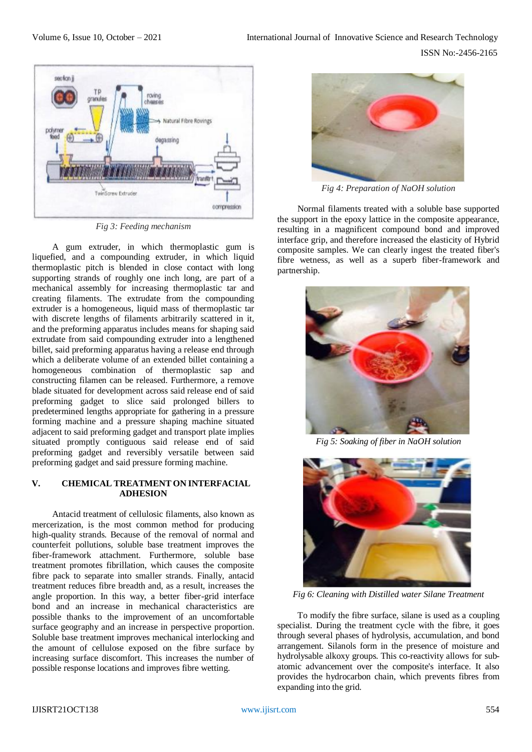Fig 3: Feeding mechanism

A gum extruder, in which thermoplastic gum is liquefied, and a compounding extruder, in which liquid thermoplastic pitch is blended in close contact with long supporting strands of roughly one inch long, are part of a mechanical assembly for increasing thermoplastic tar and creating filaments. The extrudate from the compounding extruder is a homogeneous, liquid mass of thermoplastic tar with discrete lengths of filaments arbitrarily scattered in it, and the preforming apparatus includes means for shaping said extrudate from said compounding extruder into a lengthened billet, said preforming apparatus having a release end through which a deliberate volume of an extended billet containing a homogeneous combination of thermoplastic sap and constructing filamen can be released. Furthermore, a remove blade situated for development across said release end of said preforming gadget to slice said prolonged billers to predetermined lengths appropriate for gathering in a pressure forming machine and a pressure shaping machine situated adjacent to said preforming gadget and transport plate implies situated promptly contiguous said release end of said preforming gadget and reversibly versatile between said preforming gadget and said pressure forming machine.

## V. CHEMICAL TREATMENT ON INTERFACIAL ADHESION

Antacid treatment of cellulosic filaments, also known as mercerization, is the most common method for producing high-quality strands. Because of the removal of normal and counterfeit pollutions, soluble base treatment improves the fiber-framework attachment. Furthermore, soluble base treatment promotes fibrillation, which causes the composite fibre pack to separate into smaller strands. Finally, antacid treatment reduces fibre breadth and, as a result, increases the angle proportion. In this way, a better fiber-grid interface bond and an increase in mechanical characteristics are possible thanks to the improvement of an uncomfortable surface geography and an increase in perspective proportion. Soluble base treatment improves mechanical interlocking and the amount of cellulose exposed on the fibre surface by increasing surface discomfort. This increases the number of possible response locations and improves fibre wetting.

Fig 4: Preparation of NaOH solution

Normal filaments treated with a soluble base supported the support in the epoxy lattice in the composite appearance, resulting in a magnificent compound bond and improved interface grip, and therefore increased the elasticity of Hybrid composite samples. We can clearly ingest the treated fiber's fibre wetness, as well as a superb fiber-framework and partnership.

Fig 5: Soaking of fiber in NaOH solution

Fig 6: Cleaning with Distilled water Silane Treatment

To modify the fibre surface, silane is used as a coupling specialist. During the treatment cycle with the fibre, it goes through several phases of hydrolysis, accumulation, and bond arrangement. Silanols form in the presence of moisture and hydrolysable alkoxy groups. This co-reactivity allows for sub-atomic advancement over the composite's interface. It also provides the hydrocarbon chain, which prevents fibres from expanding into the grid.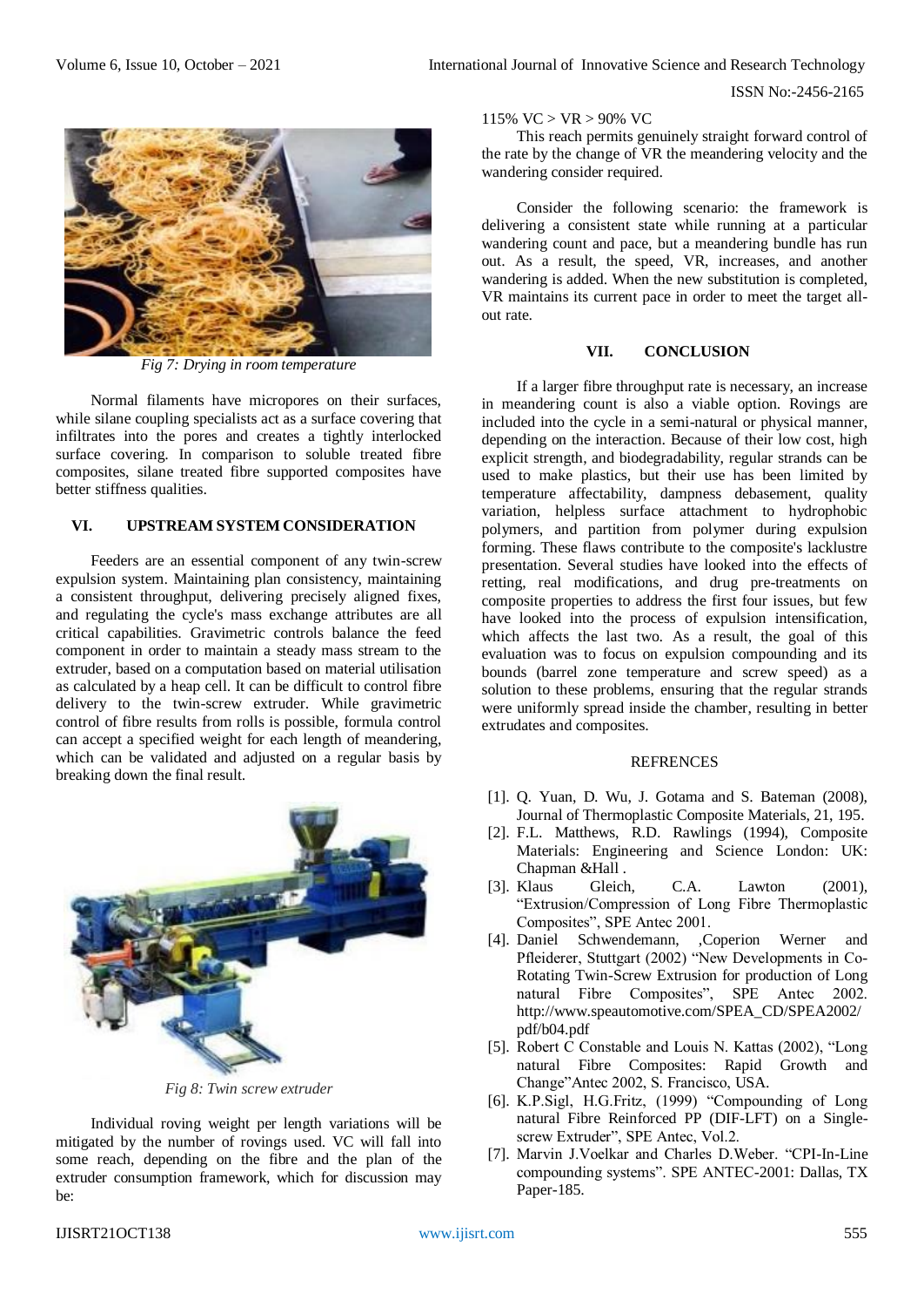Fig 7: Drying in room temperature

Normal filaments have micropores on their surfaces, while silane coupling specialists act as a surface covering that infiltrates into the pores and creates a tightly interlocked surface covering. In comparison to soluble treated fibre composites, silane treated fibre supported composites have better stiffness qualities.

## VI. UPSTREAM SYSTEM CONSIDERATION

Feeders are an essential component of any twin-screw expulsion system. Maintaining plan consistency, maintaining a consistent throughput, delivering precisely aligned fixes, and regulating the cycle's mass exchange attributes are all critical capabilities. Gravimetric controls balance the feed component in order to maintain a steady mass stream to the extruder, based on a computation based on material utilisation as calculated by a heap cell. It can be difficult to control fibre delivery to the twin-screw extruder. While gravimetric control of fibre results from rolls is possible, formula control can accept a specified weight for each length of meandering, which can be validated and adjusted on a regular basis by breaking down the final result.

Fig 8: Twin screw extruder

Individual roving weight per length variations will be mitigated by the number of rovings used. VC will fall into some reach, depending on the fibre and the plan of the extruder consumption framework, which for discussion may be:

115% VC > VR > 90% VC

This reach permits genuinely straight forward control of the rate by the change of VR the meandering velocity and the wandering consider required.

Consider the following scenario: the framework is delivering a consistent state while running at a particular wandering count and pace, but a meandering bundle has run out. As a result, the speed, VR, increases, and another wandering is added. When the new substitution is completed, VR maintains its current pace in order to meet the target all-out rate.

## VII. CONCLUSION

If a larger fibre throughput rate is necessary, an increase in meandering count is also a viable option. Rovings are included into the cycle in a semi-natural or physical manner, depending on the interaction. Because of their low cost, high explicit strength, and biodegradability, regular strands can be used to make plastics, but their use has been limited by temperature affectability, dampness debasement, quality variation, helpless surface attachment to hydrophobic polymers, and partition from polymer during expulsion forming. These flaws contribute to the composite's lacklustre presentation. Several studies have looked into the effects of retting, real modifications, and drug pre-treatments on composite properties to address the first four issues, but few have looked into the process of expulsion intensification, which affects the last two. As a result, the goal of this evaluation was to focus on expulsion compounding and its bounds (barrel zone temperature and screw speed) as a solution to these problems, ensuring that the regular strands were uniformly spread inside the chamber, resulting in better extrudates and composites.

## REFRENCES

1. [1]. Q. Yuan, D. Wu, J. Gotama and S. Bateman (2008), Journal of Thermoplastic Composite Materials, 21, 195.
2. [2]. F.L. Matthews, R.D. Rawlings (1994), Composite Materials: Engineering and Science London: UK: Chapman &Hall .
3. [3]. Klaus Gleich, C.A. Lawton (2001), "Extrusion/Compression of Long Fibre Thermoplastic Composites", SPE Antec 2001.
4. [4]. Daniel Schwendemann, ,Coperion Werner and Pfleiderer, Stuttgart (2002) "New Developments in Co-Rotating Twin-Screw Extrusion for production of Long natural Fibre Composites", SPE Antec 2002. http://www.speautomotive.com/SPEA_CD/SPEA2002/pdf/b04.pdf
5. [5]. Robert C Constable and Louis N. Kattas (2002), "Long natural Fibre Composites: Rapid Growth and Change"Antec 2002, S. Francisco, USA.
6. [6]. K.P.Sigl, H.G.Fritz, (1999) "Compounding of Long natural Fibre Reinforced PP (DIF-LFT) on a Single-screw Extruder", SPE Antec, Vol.2.
7. [7]. Marvin J.Voelkar and Charles D.Weber. "CPI-In-Line compounding systems". SPE ANTEC-2001: Dallas, TX Paper-185.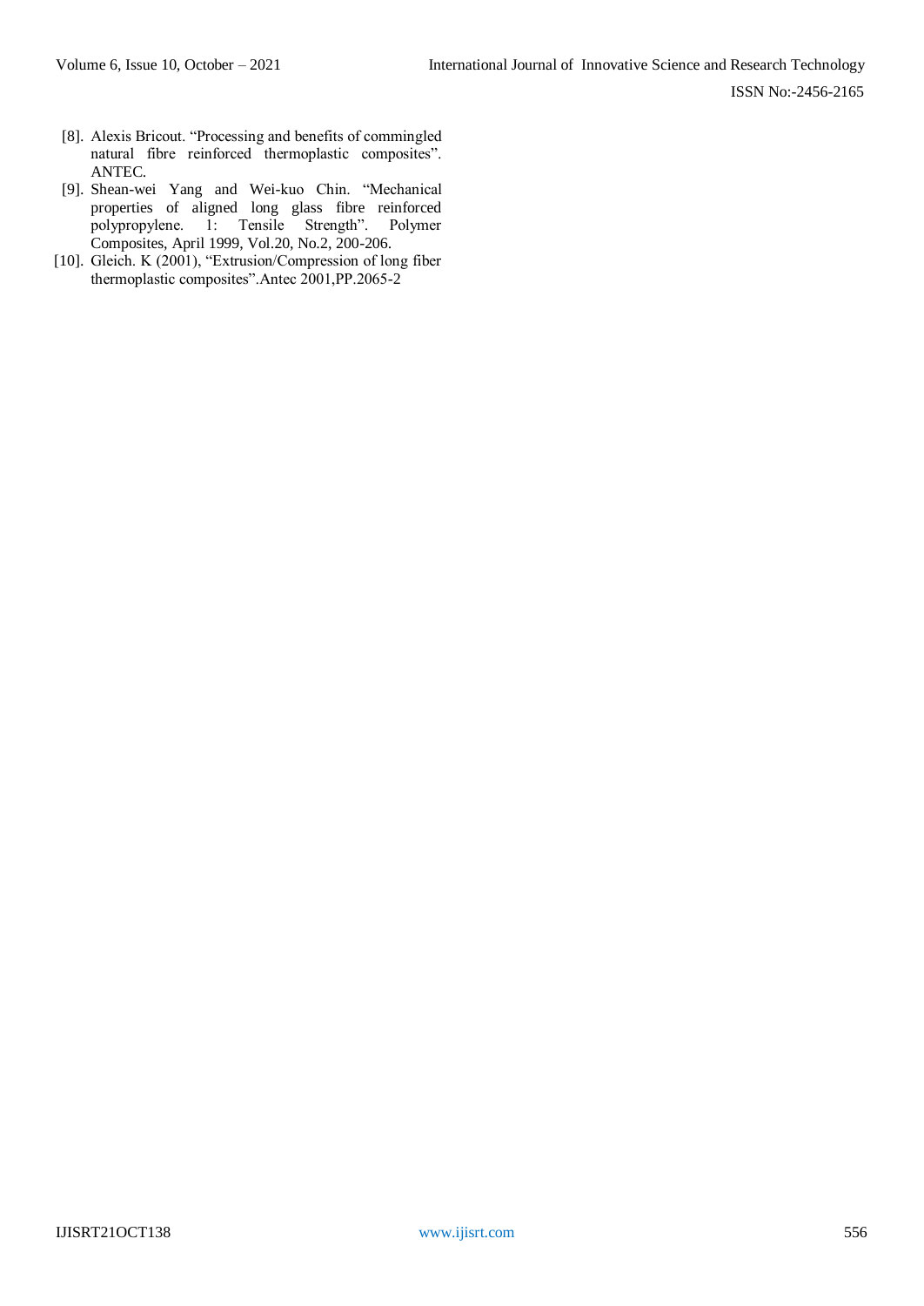[8]. Alexis Bricout. “Processing and benefits of commingled natural fibre reinforced thermoplastic composites”. ANTEC.

[9]. Shean-wei Yang and Wei-kuo Chin. “Mechanical properties of aligned long glass fibre reinforced polypropylene. 1: Tensile Strength”. Polymer Composites, April 1999, Vol.20, No.2, 200-206.

[10]. Gleich. K (2001), “Extrusion/Compression of long fiber thermoplastic composites”.Antec 2001,PP.2065-2